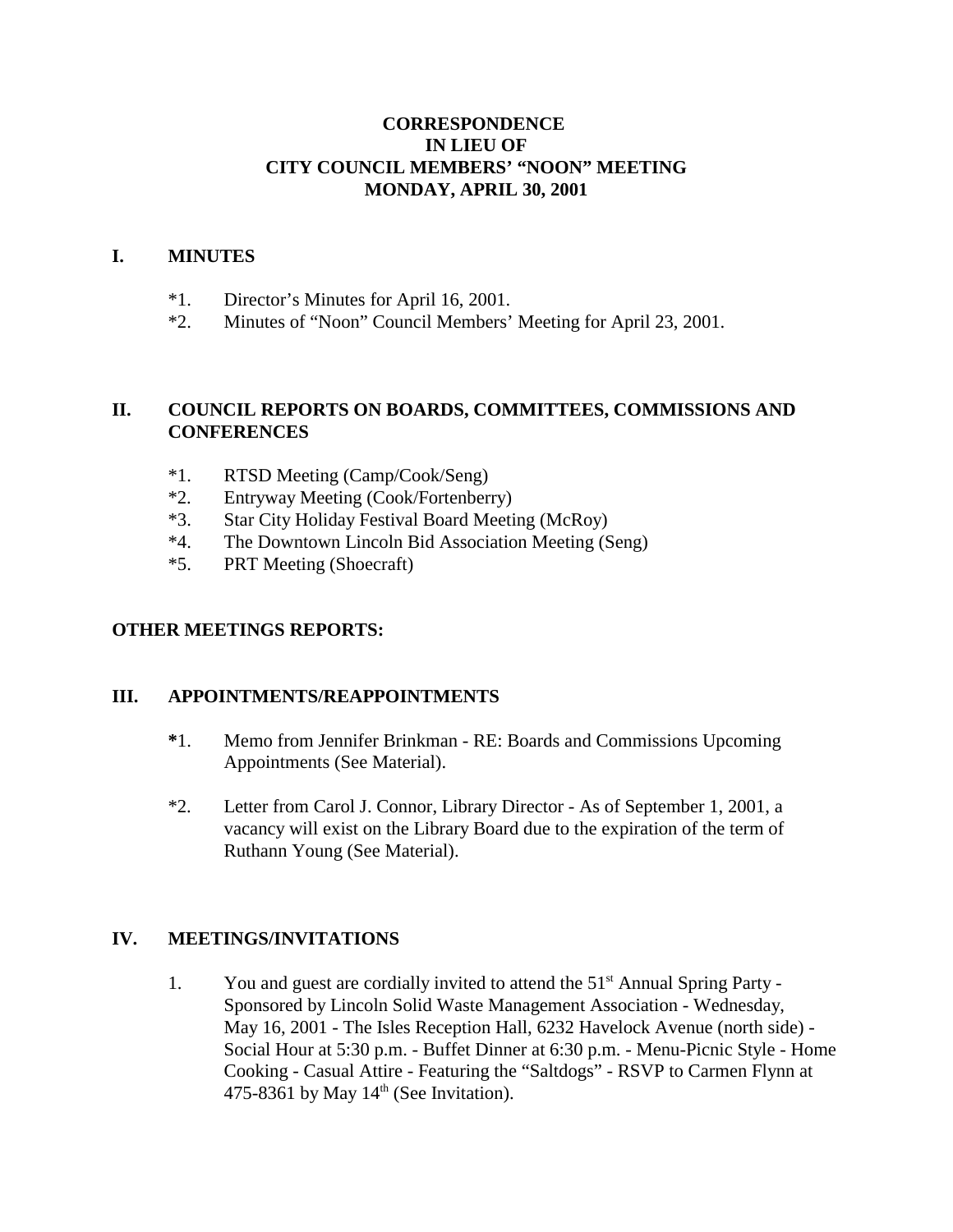**CORRESPONDENCE**
**IN LIEU OF**
**CITY COUNCIL MEMBERS' "NOON" MEETING**
**MONDAY, APRIL 30, 2001**

## I. MINUTES

*1. Director's Minutes for April 16, 2001.
*2. Minutes of "Noon" Council Members' Meeting for April 23, 2001.

## II. COUNCIL REPORTS ON BOARDS, COMMITTEES, COMMISSIONS AND CONFERENCES

*1. RTSD Meeting (Camp/Cook/Seng)
*2. Entryway Meeting (Cook/Fortenberry)
*3. Star City Holiday Festival Board Meeting (McRoy)
*4. The Downtown Lincoln Bid Association Meeting (Seng)
*5. PRT Meeting (Shoecraft)

## OTHER MEETINGS REPORTS:

## III. APPOINTMENTS/REAPPOINTMENTS

*1. Memo from Jennifer Brinkman - RE: Boards and Commissions Upcoming Appointments (See Material).

*2. Letter from Carol J. Connor, Library Director - As of September 1, 2001, a vacancy will exist on the Library Board due to the expiration of the term of Ruthann Young (See Material).

## IV. MEETINGS/INVITATIONS

1. You and guest are cordially invited to attend the 51st Annual Spring Party - Sponsored by Lincoln Solid Waste Management Association - Wednesday, May 16, 2001 - The Isles Reception Hall, 6232 Havelock Avenue (north side) - Social Hour at 5:30 p.m. - Buffet Dinner at 6:30 p.m. - Menu-Picnic Style - Home Cooking - Casual Attire - Featuring the "Saltdogs" - RSVP to Carmen Flynn at 475-8361 by May 14th (See Invitation).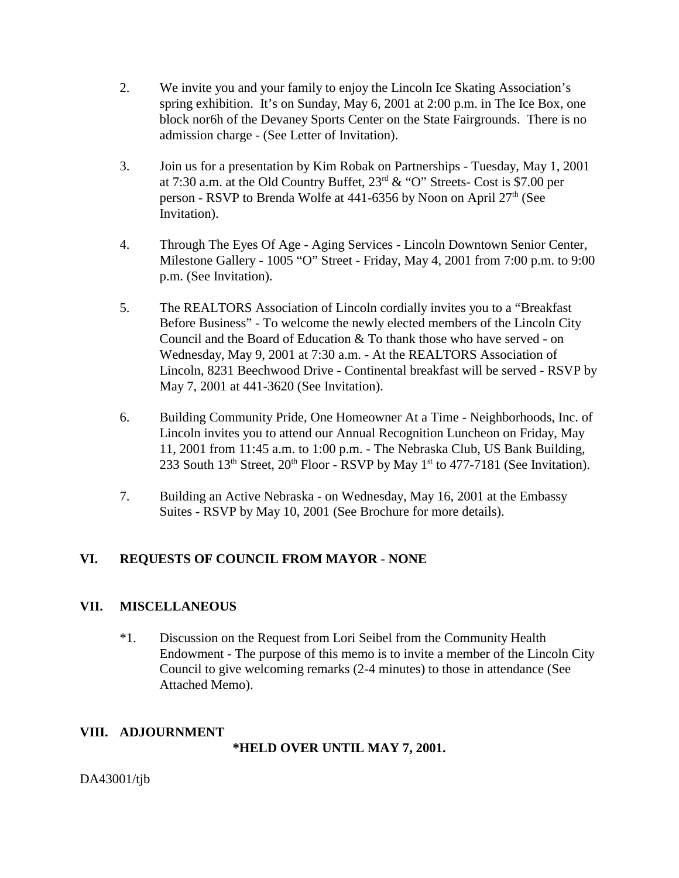2. We invite you and your family to enjoy the Lincoln Ice Skating Association's spring exhibition. It's on Sunday, May 6, 2001 at 2:00 p.m. in The Ice Box, one block nor6h of the Devaney Sports Center on the State Fairgrounds. There is no admission charge - (See Letter of Invitation).

3. Join us for a presentation by Kim Robak on Partnerships - Tuesday, May 1, 2001 at 7:30 a.m. at the Old Country Buffet, 23rd & "O" Streets- Cost is $7.00 per person - RSVP to Brenda Wolfe at 441-6356 by Noon on April 27th (See Invitation).

4. Through The Eyes Of Age - Aging Services - Lincoln Downtown Senior Center, Milestone Gallery - 1005 "O" Street - Friday, May 4, 2001 from 7:00 p.m. to 9:00 p.m. (See Invitation).

5. The REALTORS Association of Lincoln cordially invites you to a "Breakfast Before Business" - To welcome the newly elected members of the Lincoln City Council and the Board of Education & To thank those who have served - on Wednesday, May 9, 2001 at 7:30 a.m. - At the REALTORS Association of Lincoln, 8231 Beechwood Drive - Continental breakfast will be served - RSVP by May 7, 2001 at 441-3620 (See Invitation).

6. Building Community Pride, One Homeowner At a Time - Neighborhoods, Inc. of Lincoln invites you to attend our Annual Recognition Luncheon on Friday, May 11, 2001 from 11:45 a.m. to 1:00 p.m. - The Nebraska Club, US Bank Building, 233 South 13th Street, 20th Floor - RSVP by May 1st to 477-7181 (See Invitation).

7. Building an Active Nebraska - on Wednesday, May 16, 2001 at the Embassy Suites - RSVP by May 10, 2001 (See Brochure for more details).

## VI. REQUESTS OF COUNCIL FROM MAYOR - NONE

## VII. MISCELLANEOUS

*1. Discussion on the Request from Lori Seibel from the Community Health Endowment - The purpose of this memo is to invite a member of the Lincoln City Council to give welcoming remarks (2-4 minutes) to those in attendance (See Attached Memo).

## VIII. ADJOURNMENT

**\*HELD OVER UNTIL MAY 7, 2001.**

DA43001/tjb